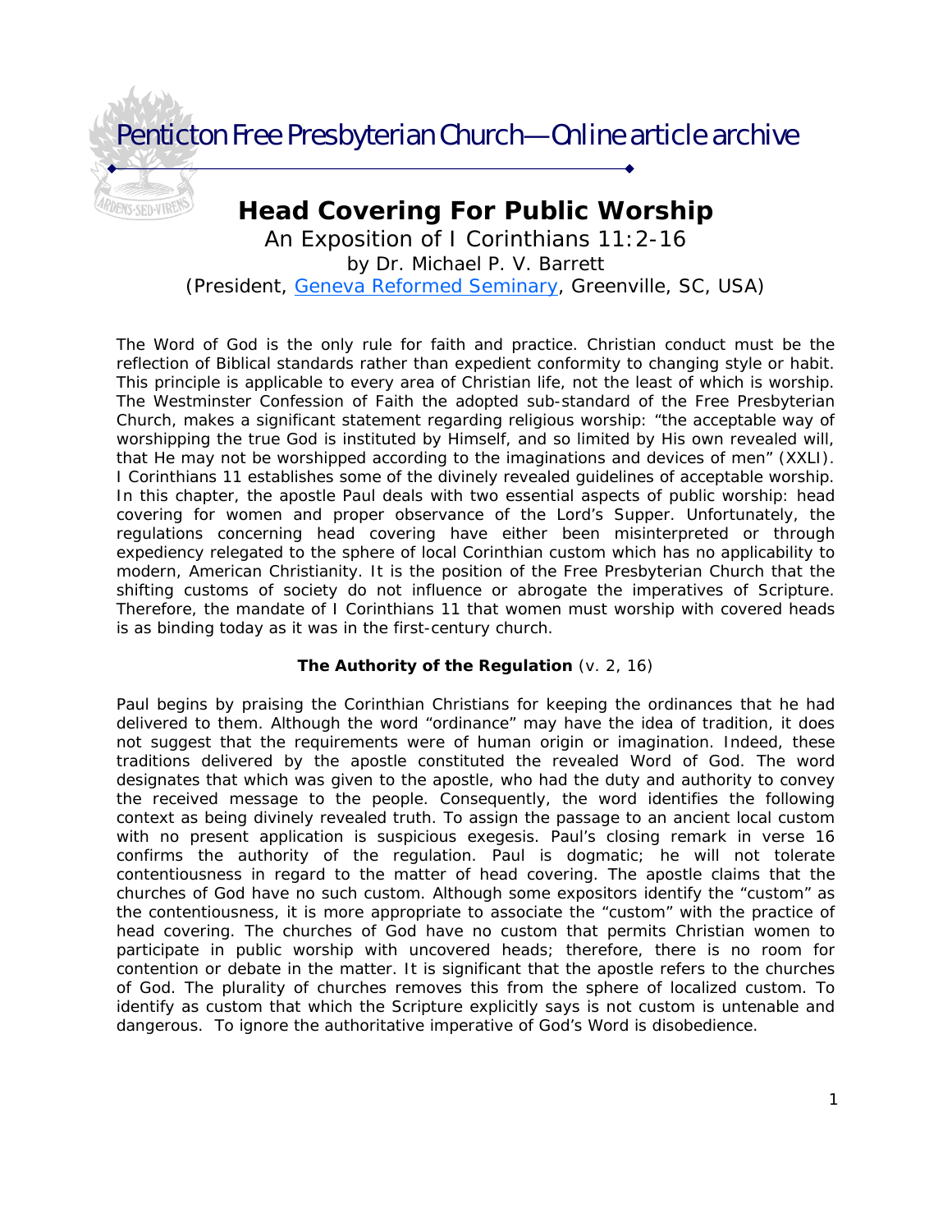Penticton Free Presbyterian Church—Online article archive

# Head Covering For Public Worship

An Exposition of I Corinthians 11:2-16

by Dr. Michael P. V. Barrett

(President, Geneva Reformed Seminary, Greenville, SC, USA)

The Word of God is the only rule for faith and practice. Christian conduct must be the reflection of Biblical standards rather than expedient conformity to changing style or habit. This principle is applicable to every area of Christian life, not the least of which is worship. The Westminster Confession of Faith the adopted sub-standard of the Free Presbyterian Church, makes a significant statement regarding religious worship: "the acceptable way of worshipping the true God is instituted by Himself, and so limited by His own revealed will, that He may not be worshipped according to the imaginations and devices of men" (XXLI). I Corinthians 11 establishes some of the divinely revealed guidelines of acceptable worship. In this chapter, the apostle Paul deals with two essential aspects of public worship: head covering for women and proper observance of the Lord's Supper. Unfortunately, the regulations concerning head covering have either been misinterpreted or through expediency relegated to the sphere of local Corinthian custom which has no applicability to modern, American Christianity. It is the position of the Free Presbyterian Church that the shifting customs of society do not influence or abrogate the imperatives of Scripture. Therefore, the mandate of I Corinthians 11 that women must worship with covered heads is as binding today as it was in the first-century church.

### **The Authority of the Regulation** (v. 2, 16)

Paul begins by praising the Corinthian Christians for keeping the ordinances that he had delivered to them. Although the word "ordinance" may have the idea of tradition, it does not suggest that the requirements were of human origin or imagination. Indeed, these traditions delivered by the apostle constituted the revealed Word of God. The word designates that which was given to the apostle, who had the duty and authority to convey the received message to the people. Consequently, the word identifies the following context as being divinely revealed truth. To assign the passage to an ancient local custom with no present application is suspicious exegesis. Paul's closing remark in verse 16 confirms the authority of the regulation. Paul is dogmatic; he will not tolerate contentiousness in regard to the matter of head covering. The apostle claims that the churches of God have no such custom. Although some expositors identify the "custom" as the contentiousness, it is more appropriate to associate the "custom" with the practice of head covering. The churches of God have no custom that permits Christian women to participate in public worship with uncovered heads; therefore, there is no room for contention or debate in the matter. It is significant that the apostle refers to the churches of God. The plurality of churches removes this from the sphere of localized custom. To identify as custom that which the Scripture explicitly says is not custom is untenable and dangerous. To ignore the authoritative imperative of God's Word is disobedience.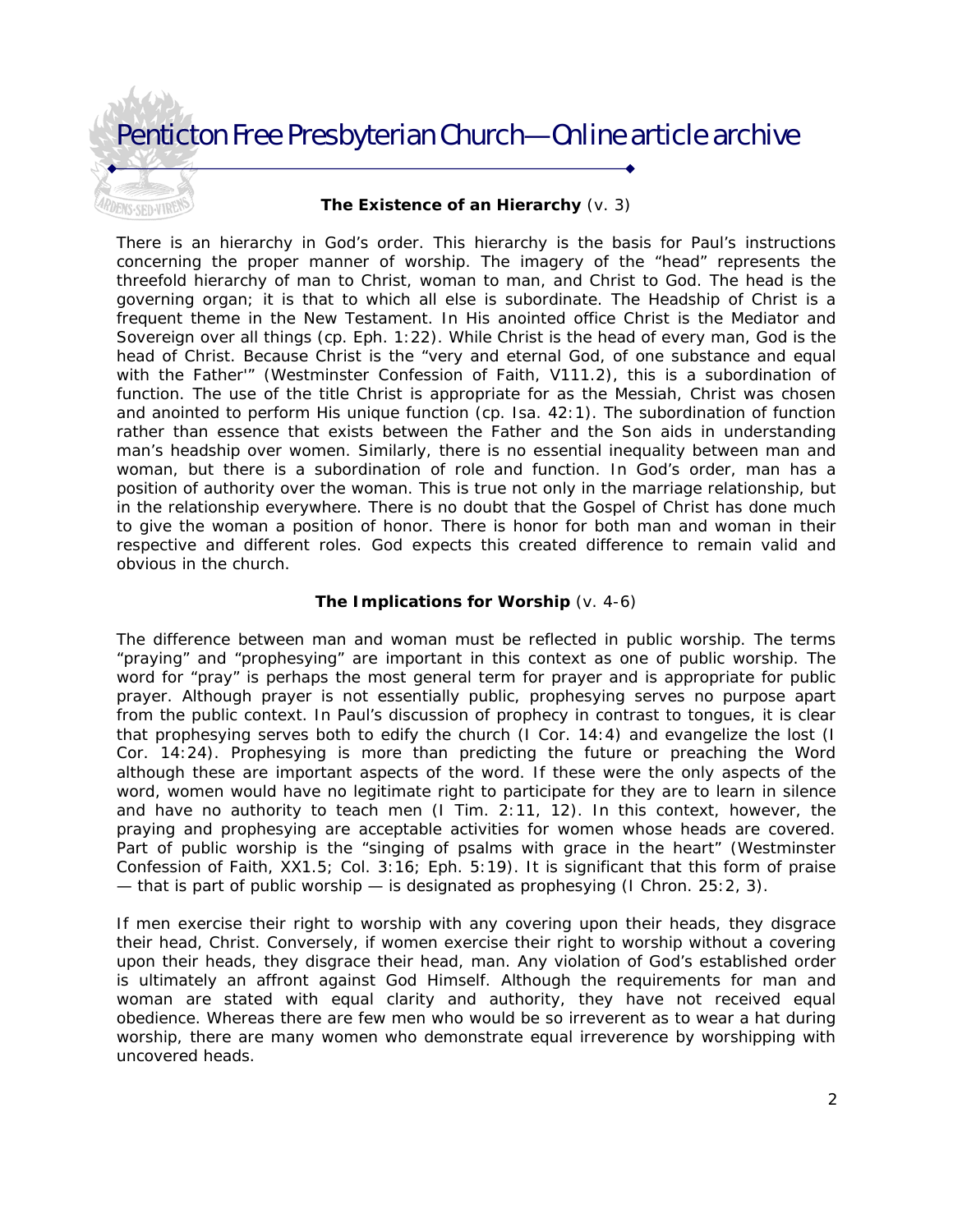**The Existence of an Hierarchy** (v. 3)

There is an hierarchy in God's order. This hierarchy is the basis for Paul's instructions concerning the proper manner of worship. The imagery of the "head" represents the threefold hierarchy of man to Christ, woman to man, and Christ to God. The head is the governing organ; it is that to which all else is subordinate. The Headship of Christ is a frequent theme in the New Testament. In His anointed office Christ is the Mediator and Sovereign over all things (cp. Eph. 1:22). While Christ is the head of every man, God is the head of Christ. Because Christ is the "very and eternal God, of one substance and equal with the Father'" (Westminster Confession of Faith, V111.2), this is a subordination of function. The use of the title Christ is appropriate for as the Messiah, Christ was chosen and anointed to perform His unique function (cp. Isa. 42:1). The subordination of function rather than essence that exists between the Father and the Son aids in understanding man's headship over women. Similarly, there is no essential inequality between man and woman, but there is a subordination of role and function. In God's order, man has a position of authority over the woman. This is true not only in the marriage relationship, but in the relationship everywhere. There is no doubt that the Gospel of Christ has done much to give the woman a position of honor. There is honor for both man and woman in their respective and different roles. God expects this created difference to remain valid and obvious in the church.

**The Implications for Worship** (v. 4-6)

The difference between man and woman must be reflected in public worship. The terms "praying" and "prophesying" are important in this context as one of public worship. The word for "pray" is perhaps the most general term for prayer and is appropriate for public prayer. Although prayer is not essentially public, prophesying serves no purpose apart from the public context. In Paul's discussion of prophecy in contrast to tongues, it is clear that prophesying serves both to edify the church (I Cor. 14:4) and evangelize the lost (I Cor. 14:24). Prophesying is more than predicting the future or preaching the Word although these are important aspects of the word. If these were the only aspects of the word, women would have no legitimate right to participate for they are to learn in silence and have no authority to teach men (I Tim. 2:11, 12). In this context, however, the praying and prophesying are acceptable activities for women whose heads are covered. Part of public worship is the "singing of psalms with grace in the heart" (Westminster Confession of Faith, XX1.5; Col. 3:16; Eph. 5:19). It is significant that this form of praise — that is part of public worship — is designated as prophesying (I Chron. 25:2, 3).

If men exercise their right to worship with any covering upon their heads, they disgrace their head, Christ. Conversely, if women exercise their right to worship without a covering upon their heads, they disgrace their head, man. Any violation of God's established order is ultimately an affront against God Himself. Although the requirements for man and woman are stated with equal clarity and authority, they have not received equal obedience. Whereas there are few men who would be so irreverent as to wear a hat during worship, there are many women who demonstrate equal irreverence by worshipping with uncovered heads.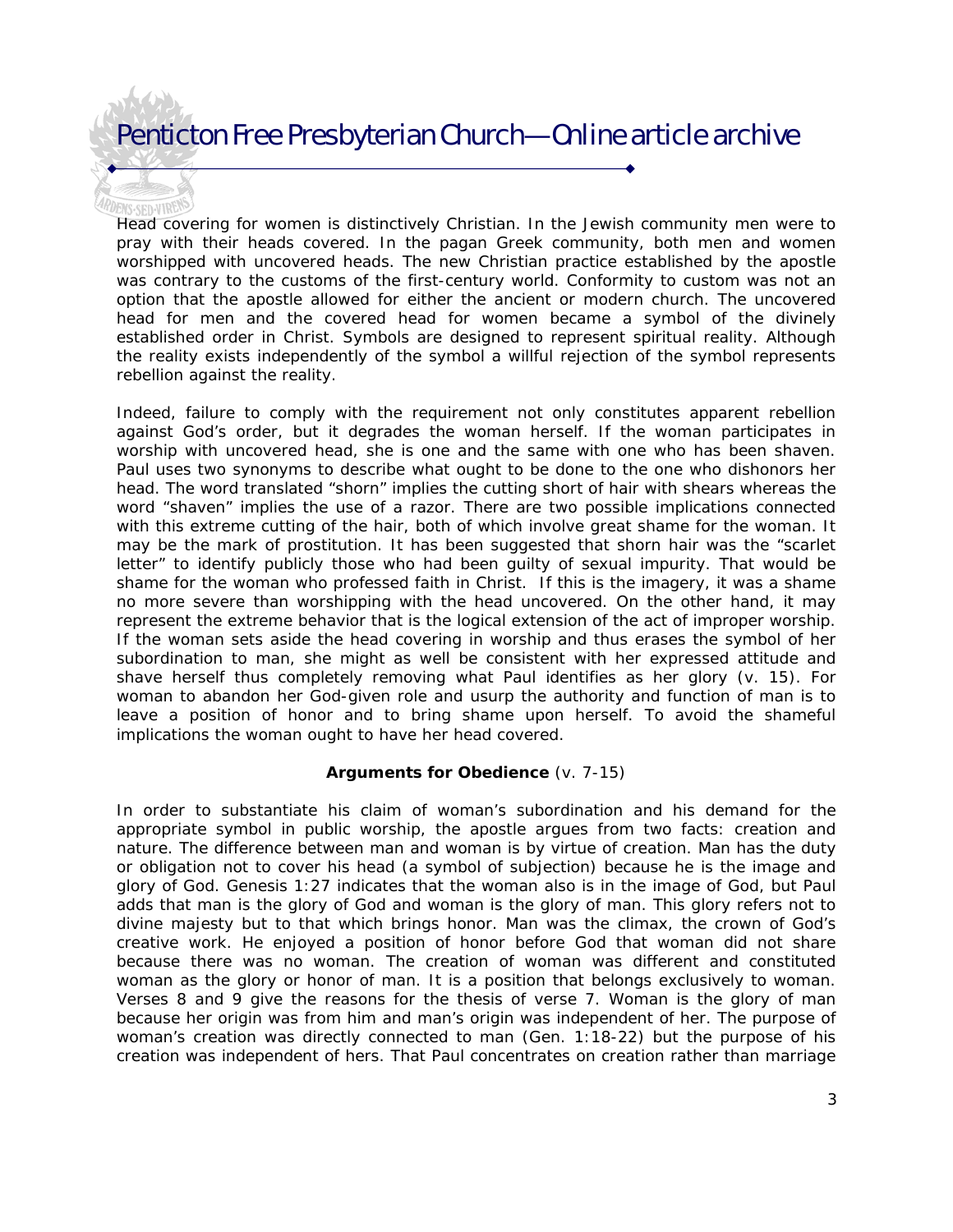Head covering for women is distinctively Christian. In the Jewish community men were to pray with their heads covered. In the pagan Greek community, both men and women worshipped with uncovered heads. The new Christian practice established by the apostle was contrary to the customs of the first-century world. Conformity to custom was not an option that the apostle allowed for either the ancient or modern church. The uncovered head for men and the covered head for women became a symbol of the divinely established order in Christ. Symbols are designed to represent spiritual reality. Although the reality exists independently of the symbol a willful rejection of the symbol represents rebellion against the reality.

Indeed, failure to comply with the requirement not only constitutes apparent rebellion against God's order, but it degrades the woman herself. If the woman participates in worship with uncovered head, she is one and the same with one who has been shaven. Paul uses two synonyms to describe what ought to be done to the one who dishonors her head. The word translated "shorn" implies the cutting short of hair with shears whereas the word "shaven" implies the use of a razor. There are two possible implications connected with this extreme cutting of the hair, both of which involve great shame for the woman. It may be the mark of prostitution. It has been suggested that shorn hair was the "scarlet letter" to identify publicly those who had been guilty of sexual impurity. That would be shame for the woman who professed faith in Christ. If this is the imagery, it was a shame no more severe than worshipping with the head uncovered. On the other hand, it may represent the extreme behavior that is the logical extension of the act of improper worship. If the woman sets aside the head covering in worship and thus erases the symbol of her subordination to man, she might as well be consistent with her expressed attitude and shave herself thus completely removing what Paul identifies as her glory (v. 15). For woman to abandon her God-given role and usurp the authority and function of man is to leave a position of honor and to bring shame upon herself. To avoid the shameful implications the woman ought to have her head covered.

**Arguments for Obedience** (v. 7-15)

In order to substantiate his claim of woman's subordination and his demand for the appropriate symbol in public worship, the apostle argues from two facts: creation and nature. The difference between man and woman is by virtue of creation. Man has the duty or obligation not to cover his head (a symbol of subjection) because he is the image and glory of God. Genesis 1:27 indicates that the woman also is in the image of God, but Paul adds that man is the glory of God and woman is the glory of man. This glory refers not to divine majesty but to that which brings honor. Man was the climax, the crown of God's creative work. He enjoyed a position of honor before God that woman did not share because there was no woman. The creation of woman was different and constituted woman as the glory or honor of man. It is a position that belongs exclusively to woman. Verses 8 and 9 give the reasons for the thesis of verse 7. Woman is the glory of man because her origin was from him and man's origin was independent of her. The purpose of woman's creation was directly connected to man (Gen. 1:18-22) but the purpose of his creation was independent of hers. That Paul concentrates on creation rather than marriage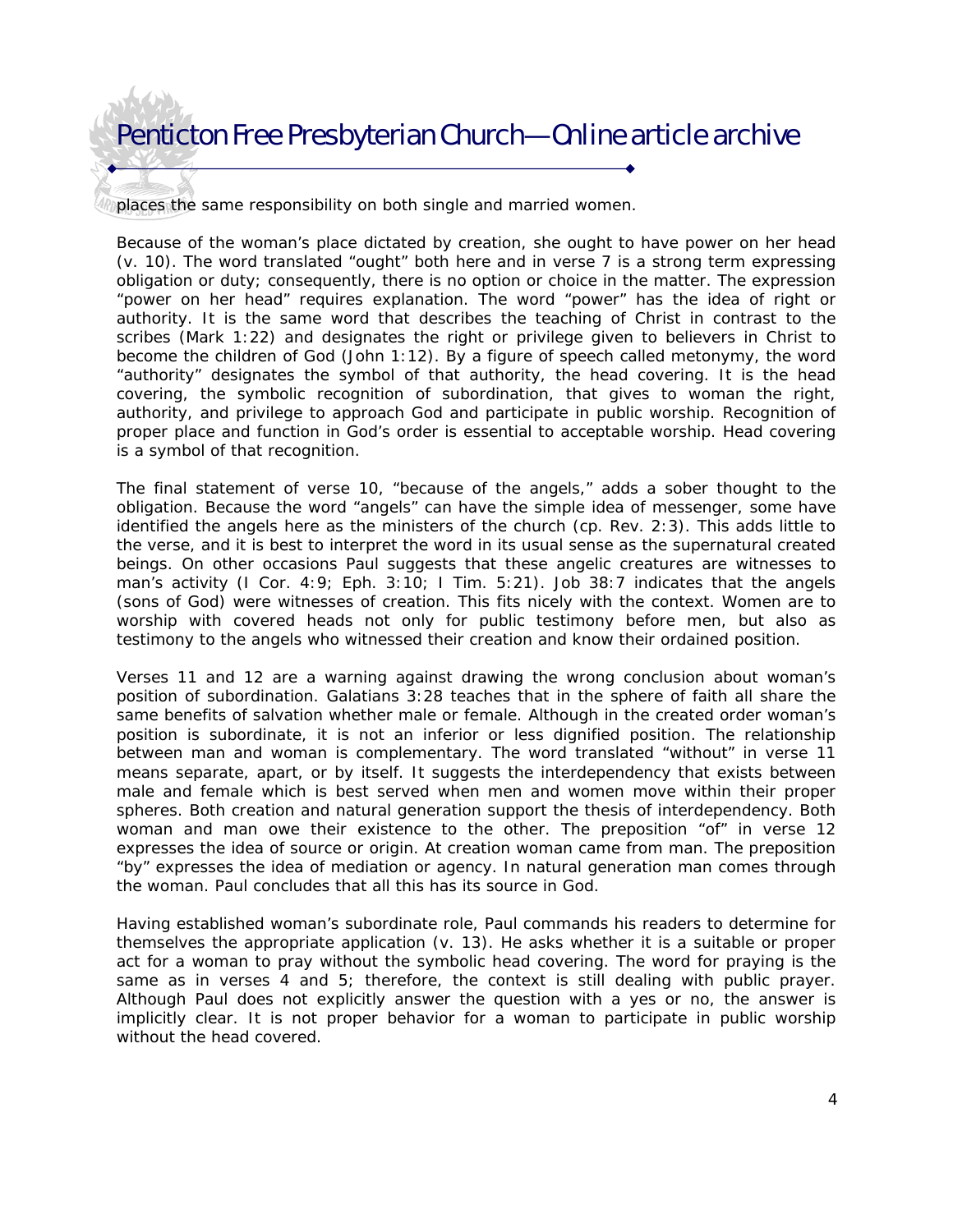places the same responsibility on both single and married women.

Because of the woman's place dictated by creation, she ought to have power on her head (v. 10). The word translated "ought" both here and in verse 7 is a strong term expressing obligation or duty; consequently, there is no option or choice in the matter. The expression "power on her head" requires explanation. The word "power" has the idea of right or authority. It is the same word that describes the teaching of Christ in contrast to the scribes (Mark 1:22) and designates the right or privilege given to believers in Christ to become the children of God (John 1:12). By a figure of speech called metonymy, the word "authority" designates the symbol of that authority, the head covering. It is the head covering, the symbolic recognition of subordination, that gives to woman the right, authority, and privilege to approach God and participate in public worship. Recognition of proper place and function in God's order is essential to acceptable worship. Head covering is a symbol of that recognition.

The final statement of verse 10, "because of the angels," adds a sober thought to the obligation. Because the word "angels" can have the simple idea of messenger, some have identified the angels here as the ministers of the church (cp. Rev. 2:3). This adds little to the verse, and it is best to interpret the word in its usual sense as the supernatural created beings. On other occasions Paul suggests that these angelic creatures are witnesses to man's activity (I Cor. 4:9; Eph. 3:10; I Tim. 5:21). Job 38:7 indicates that the angels (sons of God) were witnesses of creation. This fits nicely with the context. Women are to worship with covered heads not only for public testimony before men, but also as testimony to the angels who witnessed their creation and know their ordained position.

Verses 11 and 12 are a warning against drawing the wrong conclusion about woman's position of subordination. Galatians 3:28 teaches that in the sphere of faith all share the same benefits of salvation whether male or female. Although in the created order woman's position is subordinate, it is not an inferior or less dignified position. The relationship between man and woman is complementary. The word translated "without" in verse 11 means separate, apart, or by itself. It suggests the interdependency that exists between male and female which is best served when men and women move within their proper spheres. Both creation and natural generation support the thesis of interdependency. Both woman and man owe their existence to the other. The preposition "of" in verse 12 expresses the idea of source or origin. At creation woman came from man. The preposition "by" expresses the idea of mediation or agency. In natural generation man comes through the woman. Paul concludes that all this has its source in God.

Having established woman's subordinate role, Paul commands his readers to determine for themselves the appropriate application (v. 13). He asks whether it is a suitable or proper act for a woman to pray without the symbolic head covering. The word for praying is the same as in verses 4 and 5; therefore, the context is still dealing with public prayer. Although Paul does not explicitly answer the question with a yes or no, the answer is implicitly clear. It is not proper behavior for a woman to participate in public worship without the head covered.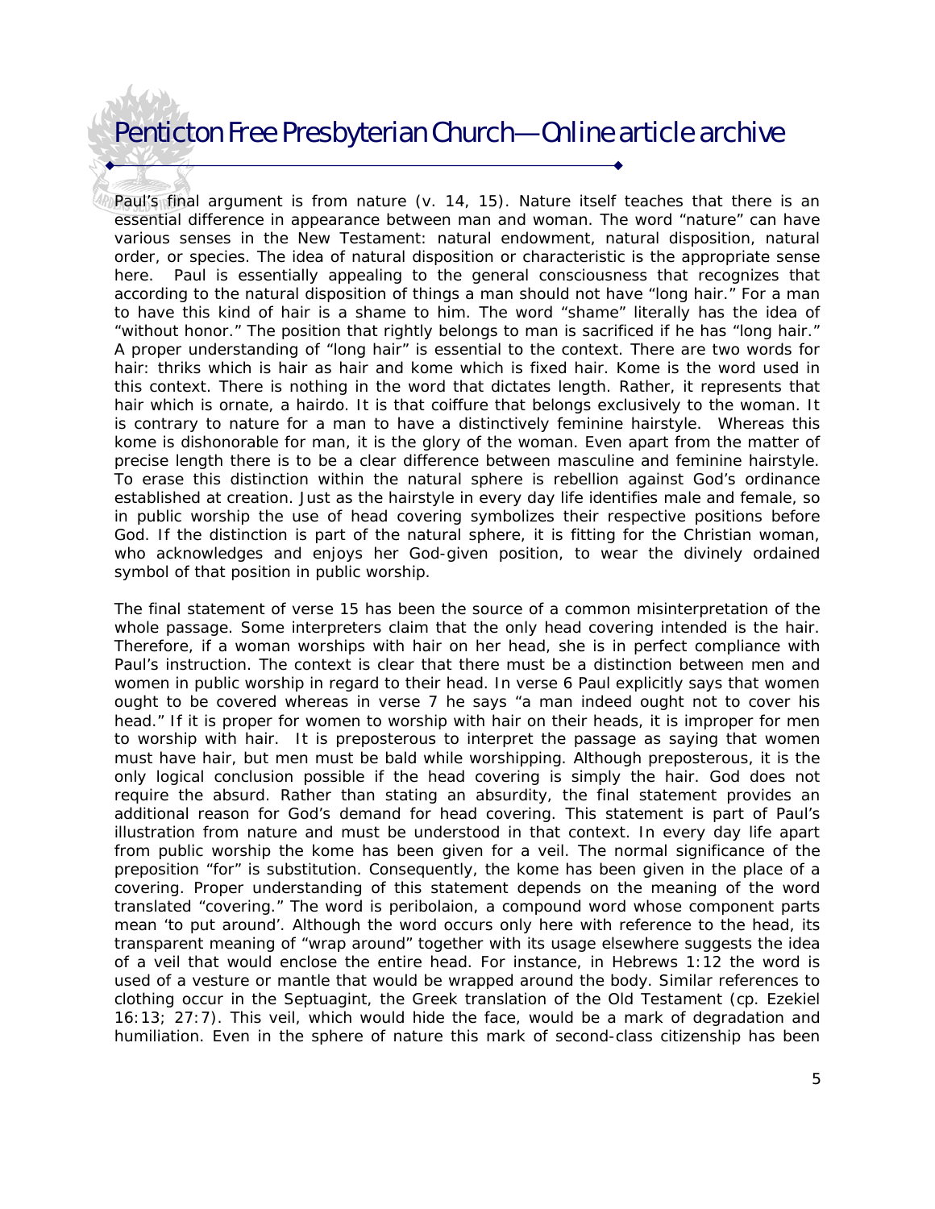Paul's final argument is from nature (v. 14, 15). Nature itself teaches that there is an essential difference in appearance between man and woman. The word "nature" can have various senses in the New Testament: natural endowment, natural disposition, natural order, or species. The idea of natural disposition or characteristic is the appropriate sense here. Paul is essentially appealing to the general consciousness that recognizes that according to the natural disposition of things a man should not have "long hair." For a man to have this kind of hair is a shame to him. The word "shame" literally has the idea of "without honor." The position that rightly belongs to man is sacrificed if he has "long hair." A proper understanding of "long hair" is essential to the context. There are two words for hair: thriks which is hair as hair and kome which is fixed hair. Kome is the word used in this context. There is nothing in the word that dictates length. Rather, it represents that hair which is ornate, a hairdo. It is that coiffure that belongs exclusively to the woman. It is contrary to nature for a man to have a distinctively feminine hairstyle. Whereas this kome is dishonorable for man, it is the glory of the woman. Even apart from the matter of precise length there is to be a clear difference between masculine and feminine hairstyle. To erase this distinction within the natural sphere is rebellion against God's ordinance established at creation. Just as the hairstyle in every day life identifies male and female, so in public worship the use of head covering symbolizes their respective positions before God. If the distinction is part of the natural sphere, it is fitting for the Christian woman, who acknowledges and enjoys her God-given position, to wear the divinely ordained symbol of that position in public worship.

The final statement of verse 15 has been the source of a common misinterpretation of the whole passage. Some interpreters claim that the only head covering intended is the hair. Therefore, if a woman worships with hair on her head, she is in perfect compliance with Paul's instruction. The context is clear that there must be a distinction between men and women in public worship in regard to their head. In verse 6 Paul explicitly says that women ought to be covered whereas in verse 7 he says "a man indeed ought not to cover his head." If it is proper for women to worship with hair on their heads, it is improper for men to worship with hair. It is preposterous to interpret the passage as saying that women must have hair, but men must be bald while worshipping. Although preposterous, it is the only logical conclusion possible if the head covering is simply the hair. God does not require the absurd. Rather than stating an absurdity, the final statement provides an additional reason for God's demand for head covering. This statement is part of Paul's illustration from nature and must be understood in that context. In every day life apart from public worship the kome has been given for a veil. The normal significance of the preposition "for" is substitution. Consequently, the kome has been given in the place of a covering. Proper understanding of this statement depends on the meaning of the word translated "covering." The word is peribolaion, a compound word whose component parts mean 'to put around'. Although the word occurs only here with reference to the head, its transparent meaning of "wrap around" together with its usage elsewhere suggests the idea of a veil that would enclose the entire head. For instance, in Hebrews 1:12 the word is used of a vesture or mantle that would be wrapped around the body. Similar references to clothing occur in the Septuagint, the Greek translation of the Old Testament (cp. Ezekiel 16:13; 27:7). This veil, which would hide the face, would be a mark of degradation and humiliation. Even in the sphere of nature this mark of second-class citizenship has been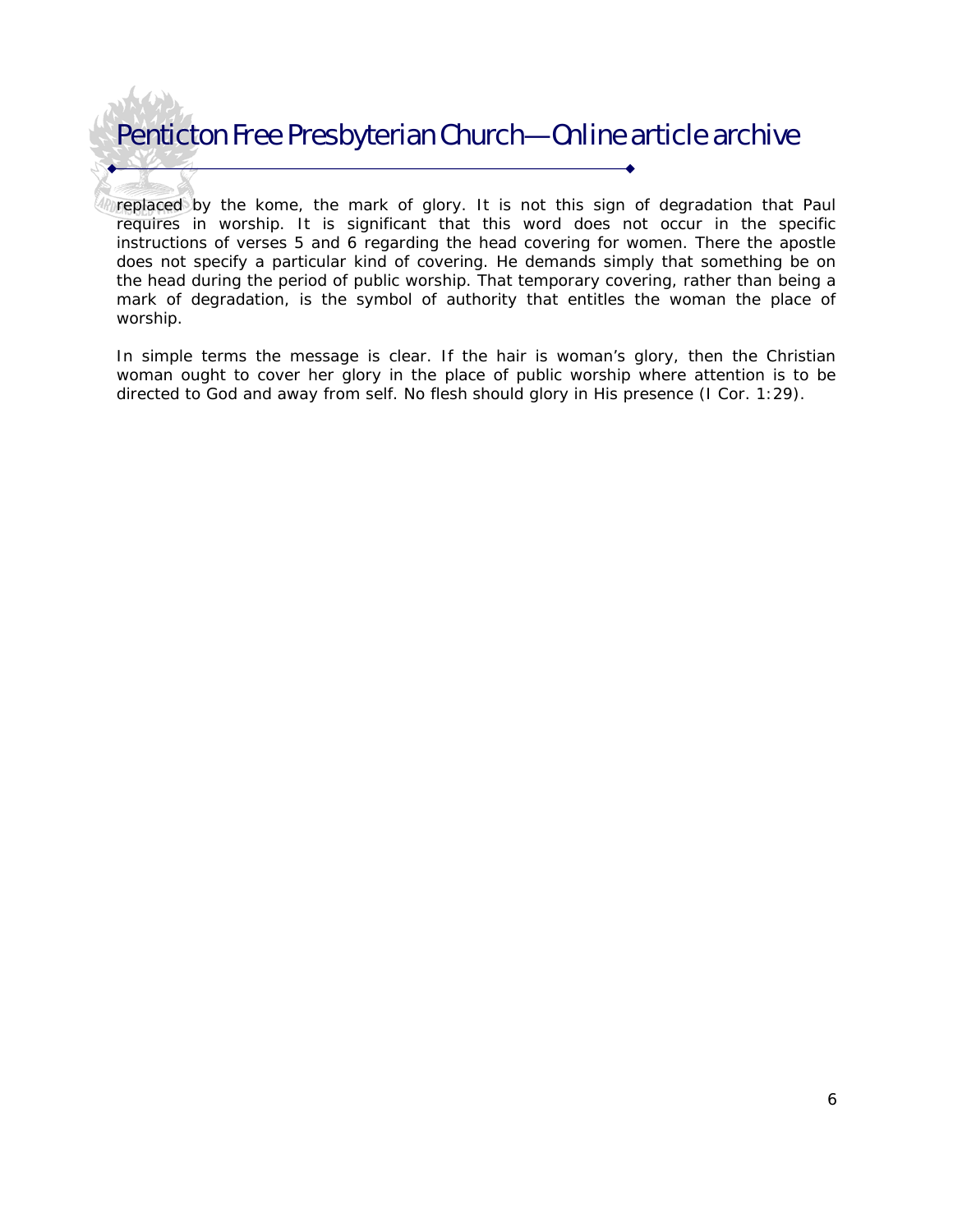replaced by the kome, the mark of glory. It is not this sign of degradation that Paul requires in worship. It is significant that this word does not occur in the specific instructions of verses 5 and 6 regarding the head covering for women. There the apostle does not specify a particular kind of covering. He demands simply that something be on the head during the period of public worship. That temporary covering, rather than being a mark of degradation, is the symbol of authority that entitles the woman the place of worship.

In simple terms the message is clear. If the hair is woman's glory, then the Christian woman ought to cover her glory in the place of public worship where attention is to be directed to God and away from self. No flesh should glory in His presence (I Cor. 1:29).